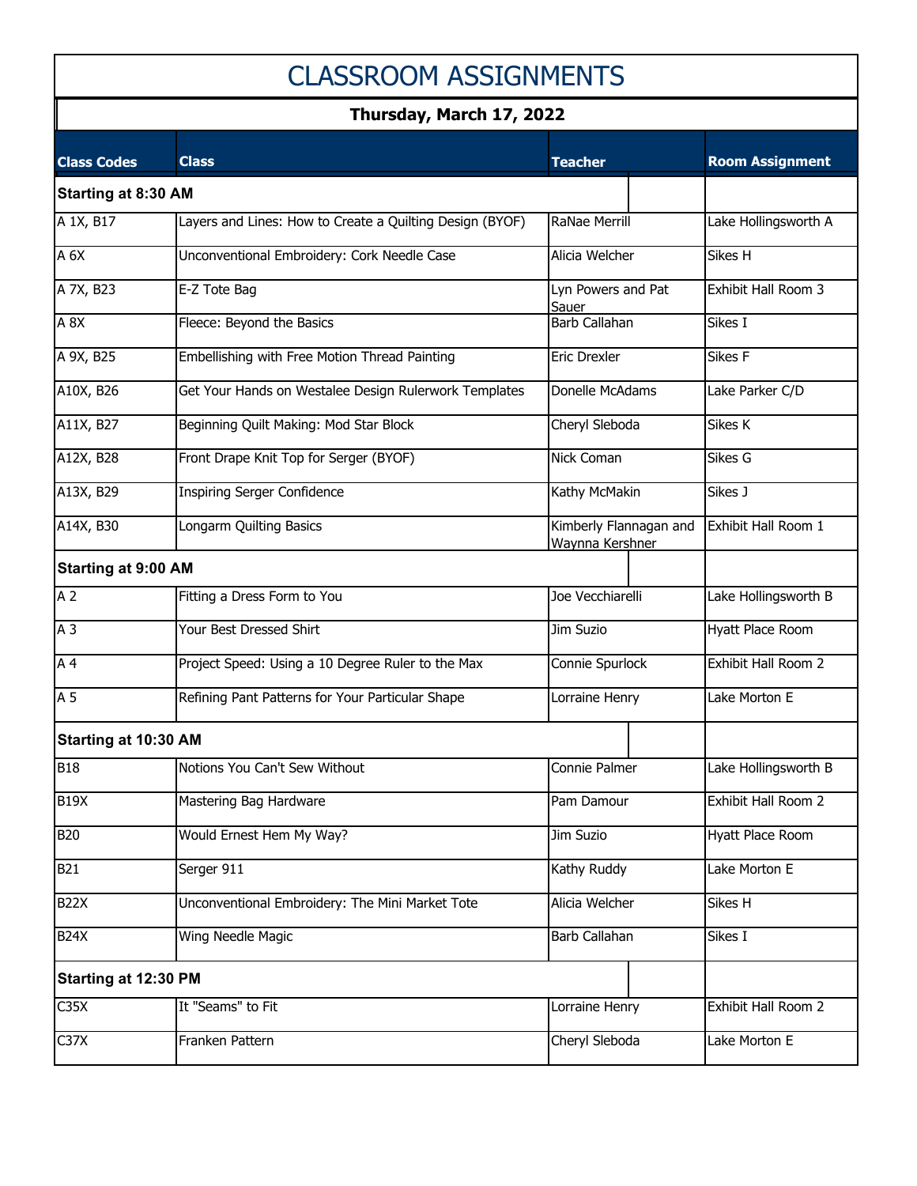# CLASSROOM ASSIGNMENTS

## Thursday, March 17, 2022

| Class Codes | Class | Teacher | Room Assignment |
|---|---|---|---|
| **Starting at 8:30 AM** | | | |
| A 1X, B17 | Layers and Lines: How to Create a Quilting Design (BYOF) | RaNae Merrill | Lake Hollingsworth A |
| A 6X | Unconventional Embroidery: Cork Needle Case | Alicia Welcher | Sikes H |
| A 7X, B23 | E-Z Tote Bag | Lyn Powers and Pat Sauer | Exhibit Hall Room 3 |
| A 8X | Fleece: Beyond the Basics | Barb Callahan | Sikes I |
| A 9X, B25 | Embellishing with Free Motion Thread Painting | Eric Drexler | Sikes F |
| A10X, B26 | Get Your Hands on Westalee Design Rulerwork Templates | Donelle McAdams | Lake Parker C/D |
| A11X, B27 | Beginning Quilt Making: Mod Star Block | Cheryl Sleboda | Sikes K |
| A12X, B28 | Front Drape Knit Top for Serger (BYOF) | Nick Coman | Sikes G |
| A13X, B29 | Inspiring Serger Confidence | Kathy McMakin | Sikes J |
| A14X, B30 | Longarm Quilting Basics | Kimberly Flannagan and Waynna Kershner | Exhibit Hall Room 1 |
| **Starting at 9:00 AM** | | | |
| A 2 | Fitting a Dress Form to You | Joe Vecchiarelli | Lake Hollingsworth B |
| A 3 | Your Best Dressed Shirt | Jim Suzio | Hyatt Place Room |
| A 4 | Project Speed: Using a 10 Degree Ruler to the Max | Connie Spurlock | Exhibit Hall Room 2 |
| A 5 | Refining Pant Patterns for Your Particular Shape | Lorraine Henry | Lake Morton E |
| **Starting at 10:30 AM** | | | |
| B18 | Notions You Can't Sew Without | Connie Palmer | Lake Hollingsworth B |
| B19X | Mastering Bag Hardware | Pam Damour | Exhibit Hall Room 2 |
| B20 | Would Ernest Hem My Way? | Jim Suzio | Hyatt Place Room |
| B21 | Serger 911 | Kathy Ruddy | Lake Morton E |
| B22X | Unconventional Embroidery: The Mini Market Tote | Alicia Welcher | Sikes H |
| B24X | Wing Needle Magic | Barb Callahan | Sikes I |
| **Starting at 12:30 PM** | | | |
| C35X | It "Seams" to Fit | Lorraine Henry | Exhibit Hall Room 2 |
| C37X | Franken Pattern | Cheryl Sleboda | Lake Morton E |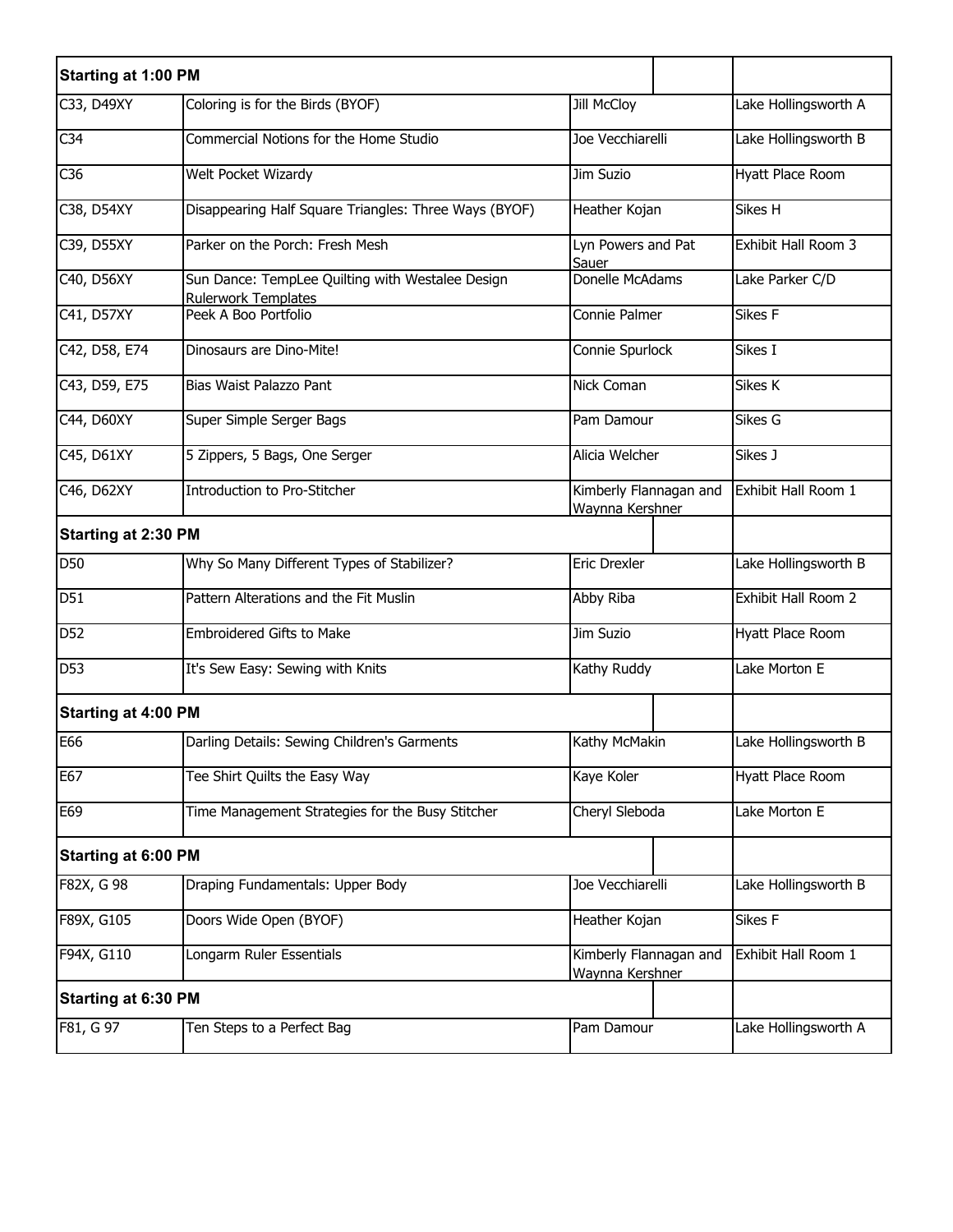| Starting at 1:00 PM | | | |
|---|---|---|---|
| C33, D49XY | Coloring is for the Birds (BYOF) | Jill McCloy | Lake Hollingsworth A |
| C34 | Commercial Notions for the Home Studio | Joe Vecchiarelli | Lake Hollingsworth B |
| C36 | Welt Pocket Wizardy | Jim Suzio | Hyatt Place Room |
| C38, D54XY | Disappearing Half Square Triangles: Three Ways (BYOF) | Heather Kojan | Sikes H |
| C39, D55XY | Parker on the Porch: Fresh Mesh | Lyn Powers and Pat Sauer | Exhibit Hall Room 3 |
| C40, D56XY | Sun Dance: TempLee Quilting with Westalee Design Rulerwork Templates | Donelle McAdams | Lake Parker C/D |
| C41, D57XY | Peek A Boo Portfolio | Connie Palmer | Sikes F |
| C42, D58, E74 | Dinosaurs are Dino-Mite! | Connie Spurlock | Sikes I |
| C43, D59, E75 | Bias Waist Palazzo Pant | Nick Coman | Sikes K |
| C44, D60XY | Super Simple Serger Bags | Pam Damour | Sikes G |
| C45, D61XY | 5 Zippers, 5 Bags, One Serger | Alicia Welcher | Sikes J |
| C46, D62XY | Introduction to Pro-Stitcher | Kimberly Flannagan and Waynna Kershner | Exhibit Hall Room 1 |
| **Starting at 2:30 PM** | | | |
| D50 | Why So Many Different Types of Stabilizer? | Eric Drexler | Lake Hollingsworth B |
| D51 | Pattern Alterations and the Fit Muslin | Abby Riba | Exhibit Hall Room 2 |
| D52 | Embroidered Gifts to Make | Jim Suzio | Hyatt Place Room |
| D53 | It's Sew Easy: Sewing with Knits | Kathy Ruddy | Lake Morton E |
| **Starting at 4:00 PM** | | | |
| E66 | Darling Details: Sewing Children's Garments | Kathy McMakin | Lake Hollingsworth B |
| E67 | Tee Shirt Quilts the Easy Way | Kaye Koler | Hyatt Place Room |
| E69 | Time Management Strategies for the Busy Stitcher | Cheryl Sleboda | Lake Morton E |
| **Starting at 6:00 PM** | | | |
| F82X, G 98 | Draping Fundamentals: Upper Body | Joe Vecchiarelli | Lake Hollingsworth B |
| F89X, G105 | Doors Wide Open (BYOF) | Heather Kojan | Sikes F |
| F94X, G110 | Longarm Ruler Essentials | Kimberly Flannagan and Waynna Kershner | Exhibit Hall Room 1 |
| **Starting at 6:30 PM** | | | |
| F81, G 97 | Ten Steps to a Perfect Bag | Pam Damour | Lake Hollingsworth A |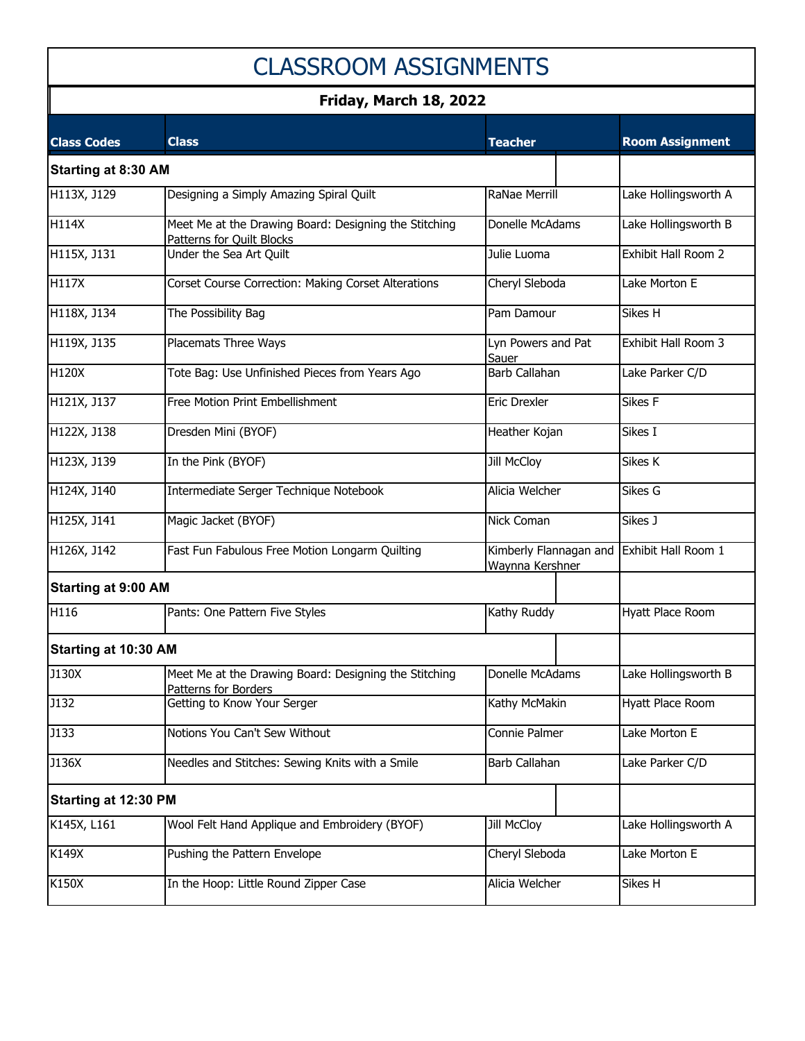# CLASSROOM ASSIGNMENTS

## Friday, March 18, 2022

| Class Codes | Class | Teacher | Room Assignment |
|---|---|---|---|
| **Starting at 8:30 AM** | | | |
| H113X, J129 | Designing a Simply Amazing Spiral Quilt | RaNae Merrill | Lake Hollingsworth A |
| H114X | Meet Me at the Drawing Board: Designing the Stitching Patterns for Quilt Blocks | Donelle McAdams | Lake Hollingsworth B |
| H115X, J131 | Under the Sea Art Quilt | Julie Luoma | Exhibit Hall Room 2 |
| H117X | Corset Course Correction: Making Corset Alterations | Cheryl Sleboda | Lake Morton E |
| H118X, J134 | The Possibility Bag | Pam Damour | Sikes H |
| H119X, J135 | Placemats Three Ways | Lyn Powers and Pat Sauer | Exhibit Hall Room 3 |
| H120X | Tote Bag: Use Unfinished Pieces from Years Ago | Barb Callahan | Lake Parker C/D |
| H121X, J137 | Free Motion Print Embellishment | Eric Drexler | Sikes F |
| H122X, J138 | Dresden Mini (BYOF) | Heather Kojan | Sikes I |
| H123X, J139 | In the Pink (BYOF) | Jill McCloy | Sikes K |
| H124X, J140 | Intermediate Serger Technique Notebook | Alicia Welcher | Sikes G |
| H125X, J141 | Magic Jacket (BYOF) | Nick Coman | Sikes J |
| H126X, J142 | Fast Fun Fabulous Free Motion Longarm Quilting | Kimberly Flannagan and Waynna Kershner | Exhibit Hall Room 1 |
| **Starting at 9:00 AM** | | | |
| H116 | Pants: One Pattern Five Styles | Kathy Ruddy | Hyatt Place Room |
| **Starting at 10:30 AM** | | | |
| J130X | Meet Me at the Drawing Board: Designing the Stitching Patterns for Borders | Donelle McAdams | Lake Hollingsworth B |
| J132 | Getting to Know Your Serger | Kathy McMakin | Hyatt Place Room |
| J133 | Notions You Can't Sew Without | Connie Palmer | Lake Morton E |
| J136X | Needles and Stitches: Sewing Knits with a Smile | Barb Callahan | Lake Parker C/D |
| **Starting at 12:30 PM** | | | |
| K145X, L161 | Wool Felt Hand Applique and Embroidery (BYOF) | Jill McCloy | Lake Hollingsworth A |
| K149X | Pushing the Pattern Envelope | Cheryl Sleboda | Lake Morton E |
| K150X | In the Hoop: Little Round Zipper Case | Alicia Welcher | Sikes H |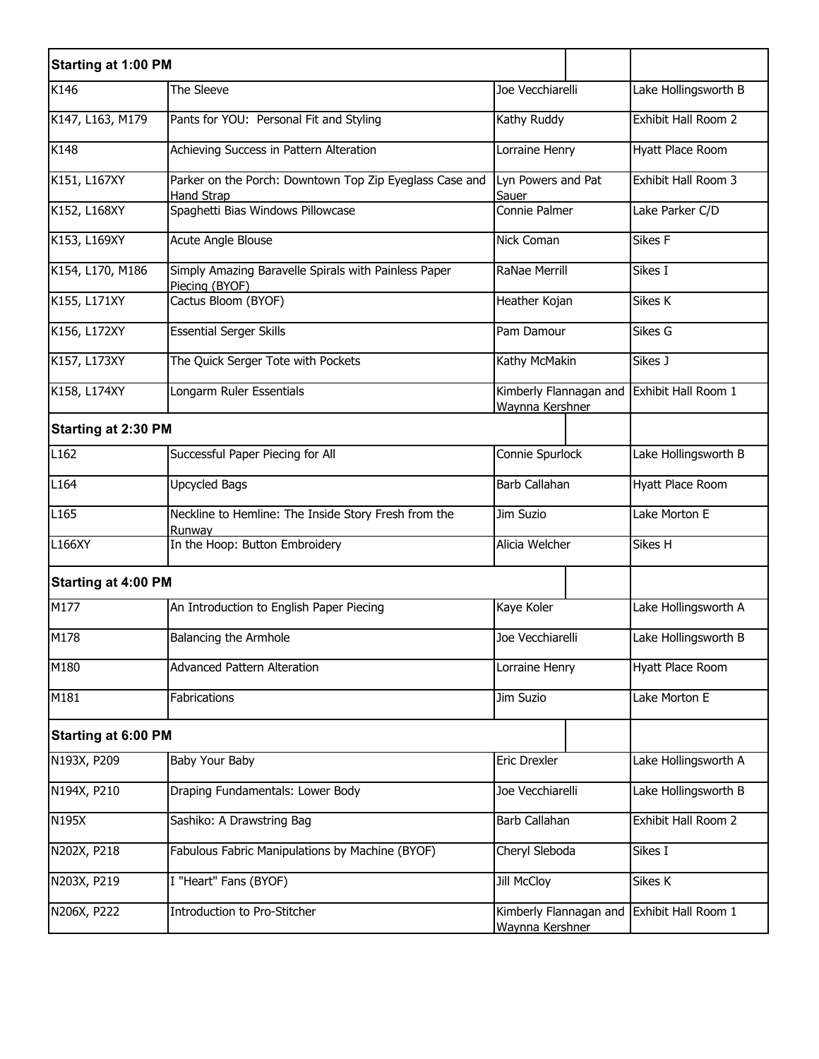| **Starting at 1:00 PM** | | | |
|---|---|---|---|
| K146 | The Sleeve | Joe Vecchiarelli | Lake Hollingsworth B |
| K147, L163, M179 | Pants for YOU: Personal Fit and Styling | Kathy Ruddy | Exhibit Hall Room 2 |
| K148 | Achieving Success in Pattern Alteration | Lorraine Henry | Hyatt Place Room |
| K151, L167XY | Parker on the Porch: Downtown Top Zip Eyeglass Case and Hand Strap | Lyn Powers and Pat Sauer | Exhibit Hall Room 3 |
| K152, L168XY | Spaghetti Bias Windows Pillowcase | Connie Palmer | Lake Parker C/D |
| K153, L169XY | Acute Angle Blouse | Nick Coman | Sikes F |
| K154, L170, M186 | Simply Amazing Baravelle Spirals with Painless Paper Piecing (BYOF) | RaNae Merrill | Sikes I |
| K155, L171XY | Cactus Bloom (BYOF) | Heather Kojan | Sikes K |
| K156, L172XY | Essential Serger Skills | Pam Damour | Sikes G |
| K157, L173XY | The Quick Serger Tote with Pockets | Kathy McMakin | Sikes J |
| K158, L174XY | Longarm Ruler Essentials | Kimberly Flannagan and Waynna Kershner | Exhibit Hall Room 1 |
| **Starting at 2:30 PM** | | | |
| L162 | Successful Paper Piecing for All | Connie Spurlock | Lake Hollingsworth B |
| L164 | Upcycled Bags | Barb Callahan | Hyatt Place Room |
| L165 | Neckline to Hemline: The Inside Story Fresh from the Runway | Jim Suzio | Lake Morton E |
| L166XY | In the Hoop: Button Embroidery | Alicia Welcher | Sikes H |
| **Starting at 4:00 PM** | | | |
| M177 | An Introduction to English Paper Piecing | Kaye Koler | Lake Hollingsworth A |
| M178 | Balancing the Armhole | Joe Vecchiarelli | Lake Hollingsworth B |
| M180 | Advanced Pattern Alteration | Lorraine Henry | Hyatt Place Room |
| M181 | Fabrications | Jim Suzio | Lake Morton E |
| **Starting at 6:00 PM** | | | |
| N193X, P209 | Baby Your Baby | Eric Drexler | Lake Hollingsworth A |
| N194X, P210 | Draping Fundamentals: Lower Body | Joe Vecchiarelli | Lake Hollingsworth B |
| N195X | Sashiko: A Drawstring Bag | Barb Callahan | Exhibit Hall Room 2 |
| N202X, P218 | Fabulous Fabric Manipulations by Machine (BYOF) | Cheryl Sleboda | Sikes I |
| N203X, P219 | I "Heart" Fans (BYOF) | Jill McCloy | Sikes K |
| N206X, P222 | Introduction to Pro-Stitcher | Kimberly Flannagan and Waynna Kershner | Exhibit Hall Room 1 |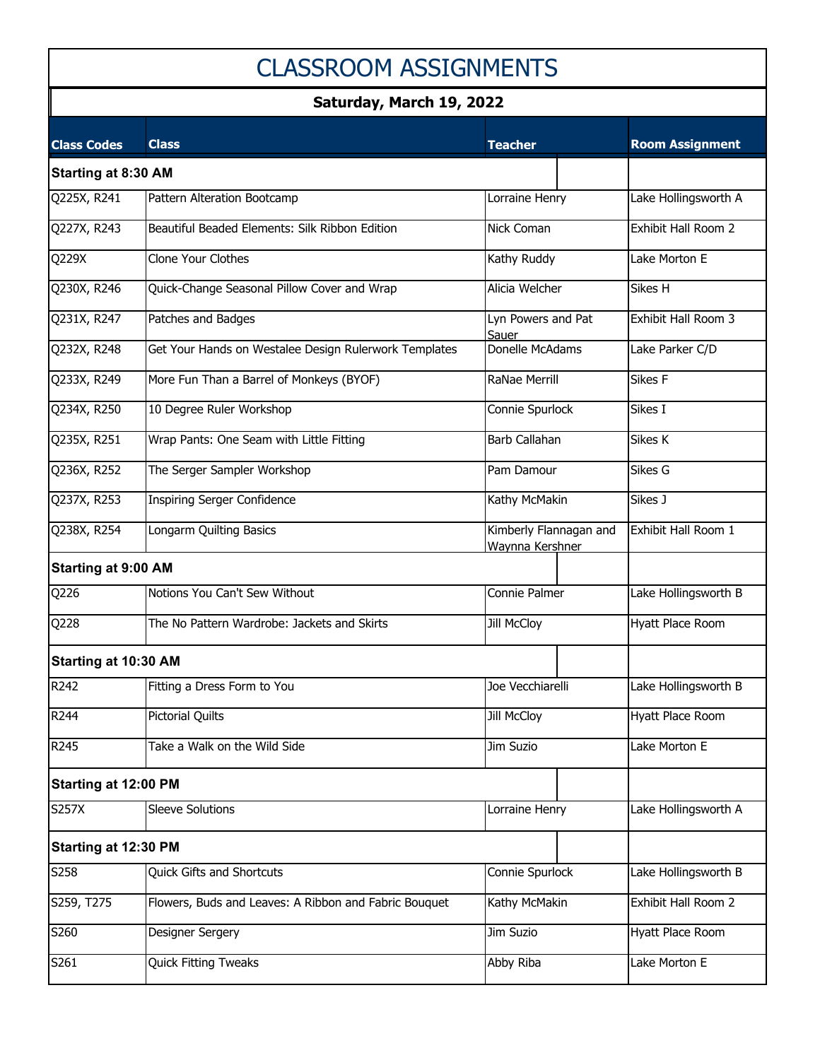# CLASSROOM ASSIGNMENTS

## Saturday, March 19, 2022

| Class Codes | Class | Teacher | Room Assignment |
|---|---|---|---|
| **Starting at 8:30 AM** | | | |
| Q225X, R241 | Pattern Alteration Bootcamp | Lorraine Henry | Lake Hollingsworth A |
| Q227X, R243 | Beautiful Beaded Elements: Silk Ribbon Edition | Nick Coman | Exhibit Hall Room 2 |
| Q229X | Clone Your Clothes | Kathy Ruddy | Lake Morton E |
| Q230X, R246 | Quick-Change Seasonal Pillow Cover and Wrap | Alicia Welcher | Sikes H |
| Q231X, R247 | Patches and Badges | Lyn Powers and Pat Sauer | Exhibit Hall Room 3 |
| Q232X, R248 | Get Your Hands on Westalee Design Rulerwork Templates | Donelle McAdams | Lake Parker C/D |
| Q233X, R249 | More Fun Than a Barrel of Monkeys (BYOF) | RaNae Merrill | Sikes F |
| Q234X, R250 | 10 Degree Ruler Workshop | Connie Spurlock | Sikes I |
| Q235X, R251 | Wrap Pants: One Seam with Little Fitting | Barb Callahan | Sikes K |
| Q236X, R252 | The Serger Sampler Workshop | Pam Damour | Sikes G |
| Q237X, R253 | Inspiring Serger Confidence | Kathy McMakin | Sikes J |
| Q238X, R254 | Longarm Quilting Basics | Kimberly Flannagan and Waynna Kershner | Exhibit Hall Room 1 |
| **Starting at 9:00 AM** | | | |
| Q226 | Notions You Can't Sew Without | Connie Palmer | Lake Hollingsworth B |
| Q228 | The No Pattern Wardrobe: Jackets and Skirts | Jill McCloy | Hyatt Place Room |
| **Starting at 10:30 AM** | | | |
| R242 | Fitting a Dress Form to You | Joe Vecchiarelli | Lake Hollingsworth B |
| R244 | Pictorial Quilts | Jill McCloy | Hyatt Place Room |
| R245 | Take a Walk on the Wild Side | Jim Suzio | Lake Morton E |
| **Starting at 12:00 PM** | | | |
| S257X | Sleeve Solutions | Lorraine Henry | Lake Hollingsworth A |
| **Starting at 12:30 PM** | | | |
| S258 | Quick Gifts and Shortcuts | Connie Spurlock | Lake Hollingsworth B |
| S259, T275 | Flowers, Buds and Leaves: A Ribbon and Fabric Bouquet | Kathy McMakin | Exhibit Hall Room 2 |
| S260 | Designer Sergery | Jim Suzio | Hyatt Place Room |
| S261 | Quick Fitting Tweaks | Abby Riba | Lake Morton E |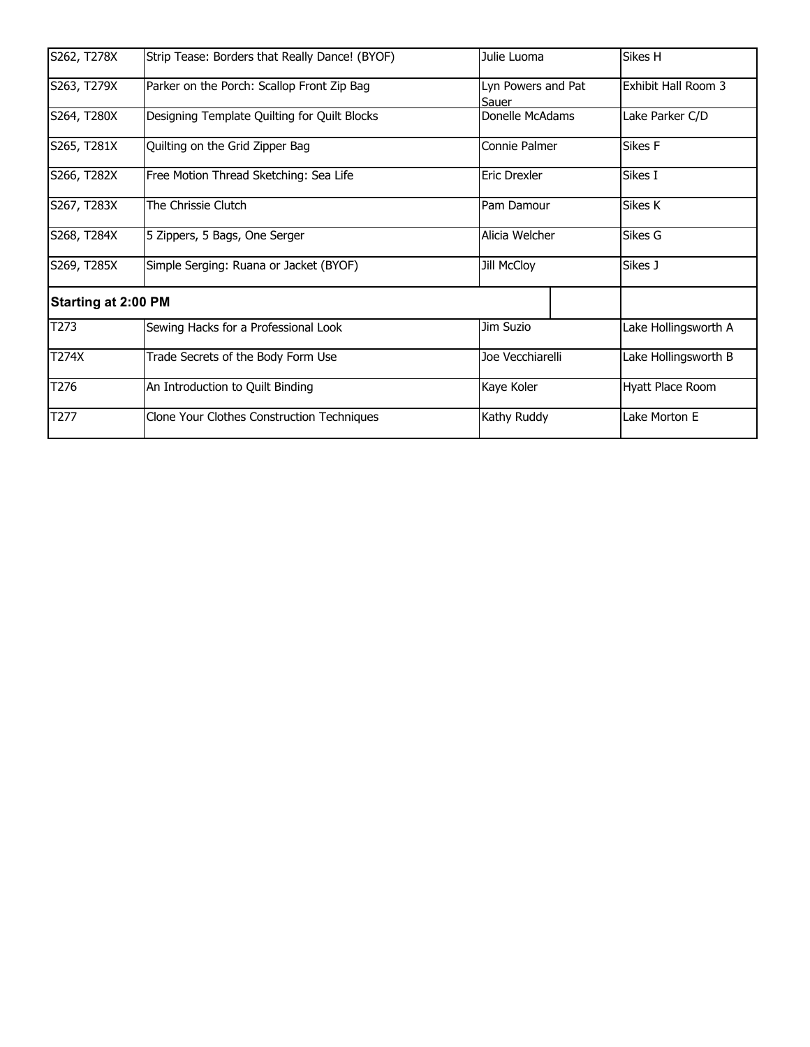| | | | |
|---|---|---|---|
| S262, T278X | Strip Tease: Borders that Really Dance! (BYOF) | Julie Luoma | Sikes H |
| S263, T279X | Parker on the Porch: Scallop Front Zip Bag | Lyn Powers and Pat Sauer | Exhibit Hall Room 3 |
| S264, T280X | Designing Template Quilting for Quilt Blocks | Donelle McAdams | Lake Parker C/D |
| S265, T281X | Quilting on the Grid Zipper Bag | Connie Palmer | Sikes F |
| S266, T282X | Free Motion Thread Sketching: Sea Life | Eric Drexler | Sikes I |
| S267, T283X | The Chrissie Clutch | Pam Damour | Sikes K |
| S268, T284X | 5 Zippers, 5 Bags, One Serger | Alicia Welcher | Sikes G |
| S269, T285X | Simple Serging: Ruana or Jacket (BYOF) | Jill McCloy | Sikes J |
| **Starting at 2:00 PM** | | | |
| T273 | Sewing Hacks for a Professional Look | Jim Suzio | Lake Hollingsworth A |
| T274X | Trade Secrets of the Body Form Use | Joe Vecchiarelli | Lake Hollingsworth B |
| T276 | An Introduction to Quilt Binding | Kaye Koler | Hyatt Place Room |
| T277 | Clone Your Clothes Construction Techniques | Kathy Ruddy | Lake Morton E |